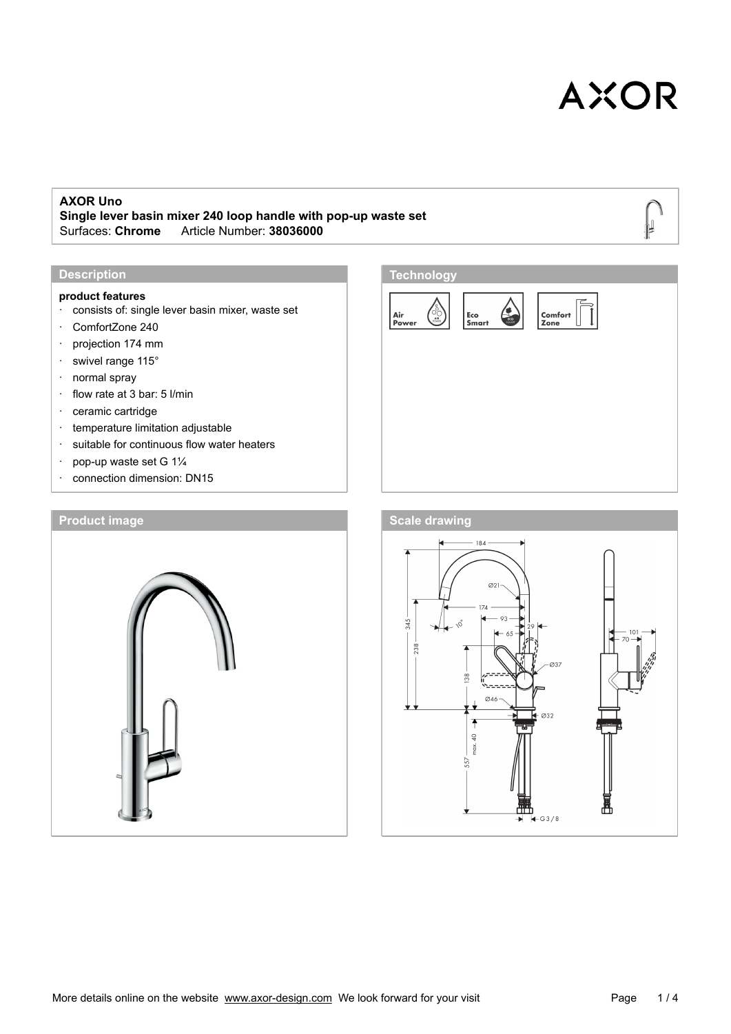AXOR

**AXOR Uno**
**Single lever basin mixer 240 loop handle with pop-up waste set**
Surfaces: **Chrome** Article Number: **38036000**

## Description

**product features**

- consists of: single lever basin mixer, waste set
- ComfortZone 240
- projection 174 mm
- swivel range 115°
- normal spray
- flow rate at 3 bar: 5 l/min
- ceramic cartridge
- temperature limitation adjustable
- suitable for continuous flow water heaters
- pop-up waste set G 1¼
- connection dimension: DN15

## Technology

Air Power · Eco Smart · Comfort Zone

## Product image

## Scale drawing

More details online on the website www.axor-design.com We look forward for your visit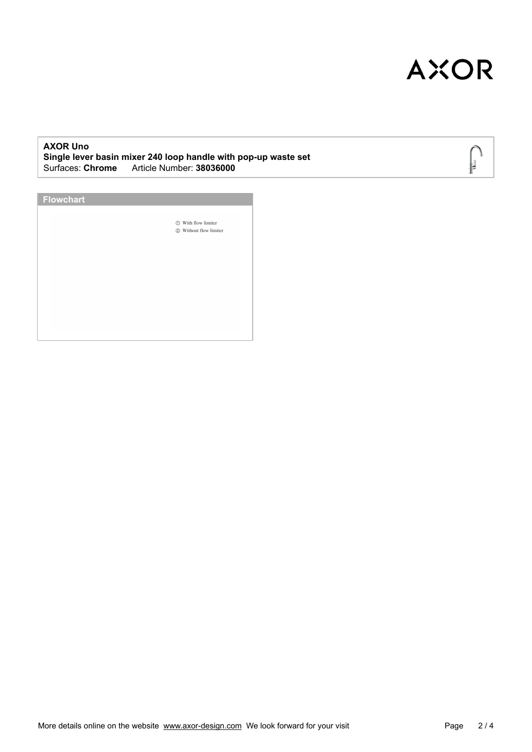**AXOR Uno**
**Single lever basin mixer 240 loop handle with pop-up waste set**
Surfaces: **Chrome** Article Number: **38036000**

## Flowchart

① With flow limiter
② Without flow limiter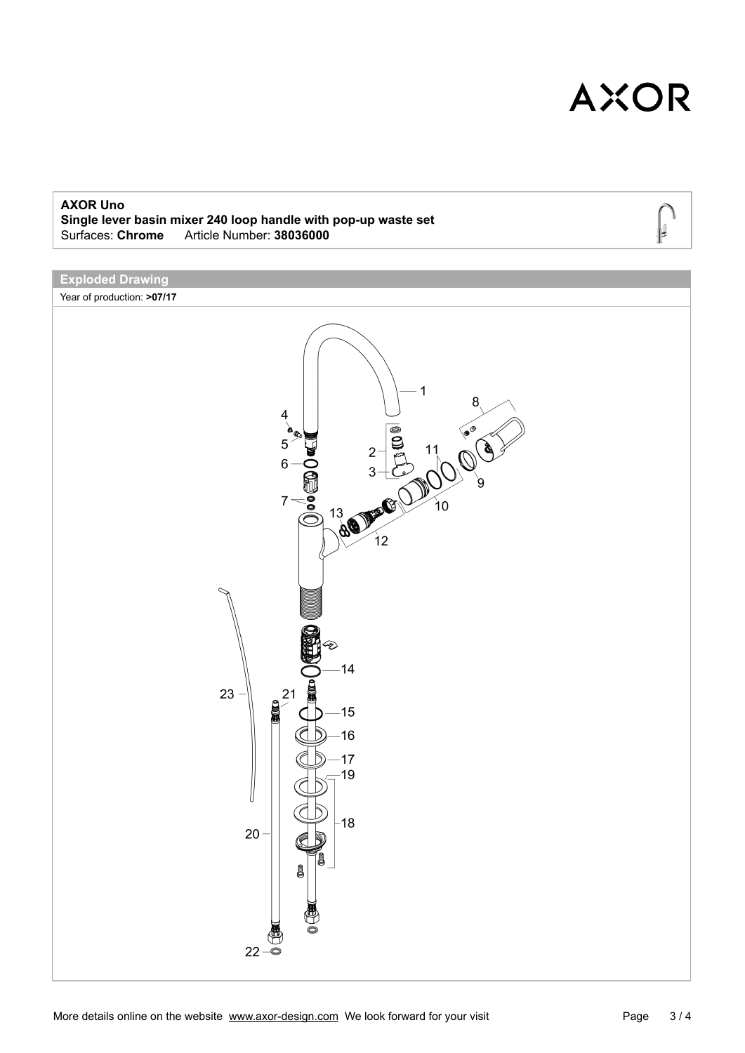**AXOR Uno**
**Single lever basin mixer 240 loop handle with pop-up waste set**
Surfaces: **Chrome** Article Number: **38036000**

## Exploded Drawing

Year of production: **>07/17**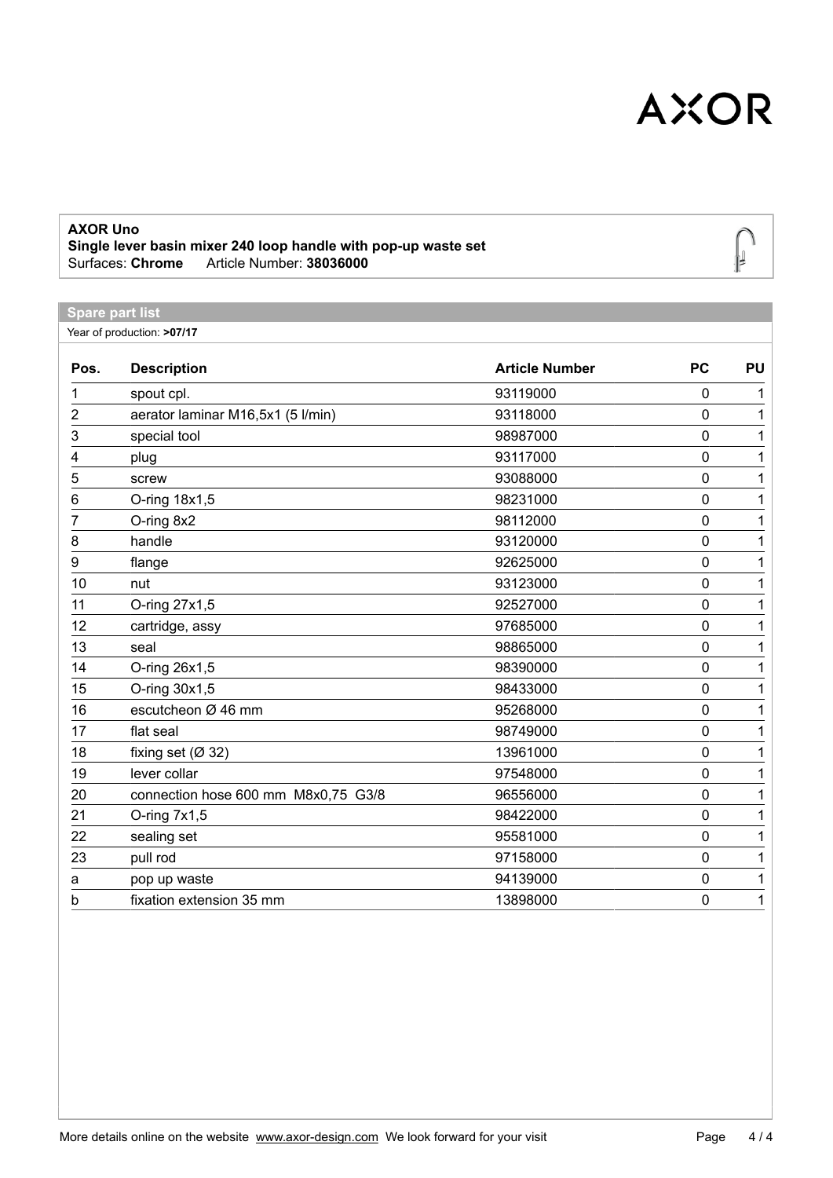**AXOR Uno**
**Single lever basin mixer 240 loop handle with pop-up waste set**
Surfaces: **Chrome** Article Number: **38036000**

## Spare part list

Year of production: **>07/17**

| Pos. | Description | Article Number | PC | PU |
|---|---|---|---|---|
| 1 | spout cpl. | 93119000 | 0 | 1 |
| 2 | aerator laminar M16,5x1 (5 l/min) | 93118000 | 0 | 1 |
| 3 | special tool | 98987000 | 0 | 1 |
| 4 | plug | 93117000 | 0 | 1 |
| 5 | screw | 93088000 | 0 | 1 |
| 6 | O-ring 18x1,5 | 98231000 | 0 | 1 |
| 7 | O-ring 8x2 | 98112000 | 0 | 1 |
| 8 | handle | 93120000 | 0 | 1 |
| 9 | flange | 92625000 | 0 | 1 |
| 10 | nut | 93123000 | 0 | 1 |
| 11 | O-ring 27x1,5 | 92527000 | 0 | 1 |
| 12 | cartridge, assy | 97685000 | 0 | 1 |
| 13 | seal | 98865000 | 0 | 1 |
| 14 | O-ring 26x1,5 | 98390000 | 0 | 1 |
| 15 | O-ring 30x1,5 | 98433000 | 0 | 1 |
| 16 | escutcheon Ø 46 mm | 95268000 | 0 | 1 |
| 17 | flat seal | 98749000 | 0 | 1 |
| 18 | fixing set (Ø 32) | 13961000 | 0 | 1 |
| 19 | lever collar | 97548000 | 0 | 1 |
| 20 | connection hose 600 mm M8x0,75 G3/8 | 96556000 | 0 | 1 |
| 21 | O-ring 7x1,5 | 98422000 | 0 | 1 |
| 22 | sealing set | 95581000 | 0 | 1 |
| 23 | pull rod | 97158000 | 0 | 1 |
| a | pop up waste | 94139000 | 0 | 1 |
| b | fixation extension 35 mm | 13898000 | 0 | 1 |

More details online on the website www.axor-design.com We look forward for your visit